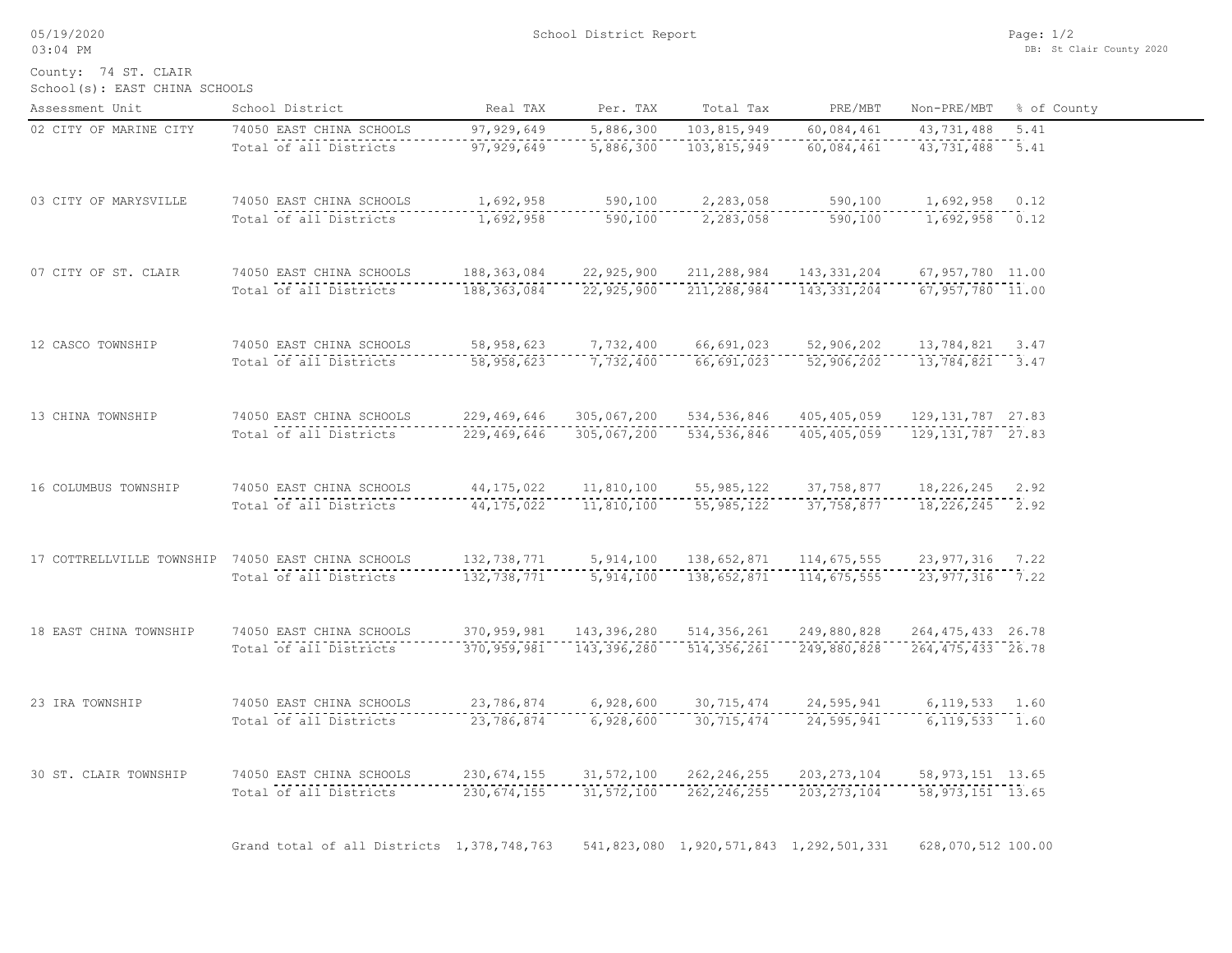School District Report

County: 74 ST. CLAIR
School(s): EAST CHINA SCHOOLS

| Assessment Unit | School District | Real TAX | Per. TAX | Total Tax | PRE/MBT | Non-PRE/MBT | % of County |
|---|---|---|---|---|---|---|---|
| 02 CITY OF MARINE CITY | 74050 EAST CHINA SCHOOLS | 97,929,649 | 5,886,300 | 103,815,949 | 60,084,461 | 43,731,488 | 5.41 |
| | Total of all Districts | 97,929,649 | 5,886,300 | 103,815,949 | 60,084,461 | 43,731,488 | 5.41 |
| 03 CITY OF MARYSVILLE | 74050 EAST CHINA SCHOOLS | 1,692,958 | 590,100 | 2,283,058 | 590,100 | 1,692,958 | 0.12 |
| | Total of all Districts | 1,692,958 | 590,100 | 2,283,058 | 590,100 | 1,692,958 | 0.12 |
| 07 CITY OF ST. CLAIR | 74050 EAST CHINA SCHOOLS | 188,363,084 | 22,925,900 | 211,288,984 | 143,331,204 | 67,957,780 | 11.00 |
| | Total of all Districts | 188,363,084 | 22,925,900 | 211,288,984 | 143,331,204 | 67,957,780 | 11.00 |
| 12 CASCO TOWNSHIP | 74050 EAST CHINA SCHOOLS | 58,958,623 | 7,732,400 | 66,691,023 | 52,906,202 | 13,784,821 | 3.47 |
| | Total of all Districts | 58,958,623 | 7,732,400 | 66,691,023 | 52,906,202 | 13,784,821 | 3.47 |
| 13 CHINA TOWNSHIP | 74050 EAST CHINA SCHOOLS | 229,469,646 | 305,067,200 | 534,536,846 | 405,405,059 | 129,131,787 | 27.83 |
| | Total of all Districts | 229,469,646 | 305,067,200 | 534,536,846 | 405,405,059 | 129,131,787 | 27.83 |
| 16 COLUMBUS TOWNSHIP | 74050 EAST CHINA SCHOOLS | 44,175,022 | 11,810,100 | 55,985,122 | 37,758,877 | 18,226,245 | 2.92 |
| | Total of all Districts | 44,175,022 | 11,810,100 | 55,985,122 | 37,758,877 | 18,226,245 | 2.92 |
| 17 COTTRELLVILLE TOWNSHIP | 74050 EAST CHINA SCHOOLS | 132,738,771 | 5,914,100 | 138,652,871 | 114,675,555 | 23,977,316 | 7.22 |
| | Total of all Districts | 132,738,771 | 5,914,100 | 138,652,871 | 114,675,555 | 23,977,316 | 7.22 |
| 18 EAST CHINA TOWNSHIP | 74050 EAST CHINA SCHOOLS | 370,959,981 | 143,396,280 | 514,356,261 | 249,880,828 | 264,475,433 | 26.78 |
| | Total of all Districts | 370,959,981 | 143,396,280 | 514,356,261 | 249,880,828 | 264,475,433 | 26.78 |
| 23 IRA TOWNSHIP | 74050 EAST CHINA SCHOOLS | 23,786,874 | 6,928,600 | 30,715,474 | 24,595,941 | 6,119,533 | 1.60 |
| | Total of all Districts | 23,786,874 | 6,928,600 | 30,715,474 | 24,595,941 | 6,119,533 | 1.60 |
| 30 ST. CLAIR TOWNSHIP | 74050 EAST CHINA SCHOOLS | 230,674,155 | 31,572,100 | 262,246,255 | 203,273,104 | 58,973,151 | 13.65 |
| | Total of all Districts | 230,674,155 | 31,572,100 | 262,246,255 | 203,273,104 | 58,973,151 | 13.65 |
| | Grand total of all Districts | 1,378,748,763 | 541,823,080 | 1,920,571,843 | 1,292,501,331 | 628,070,512 | 100.00 |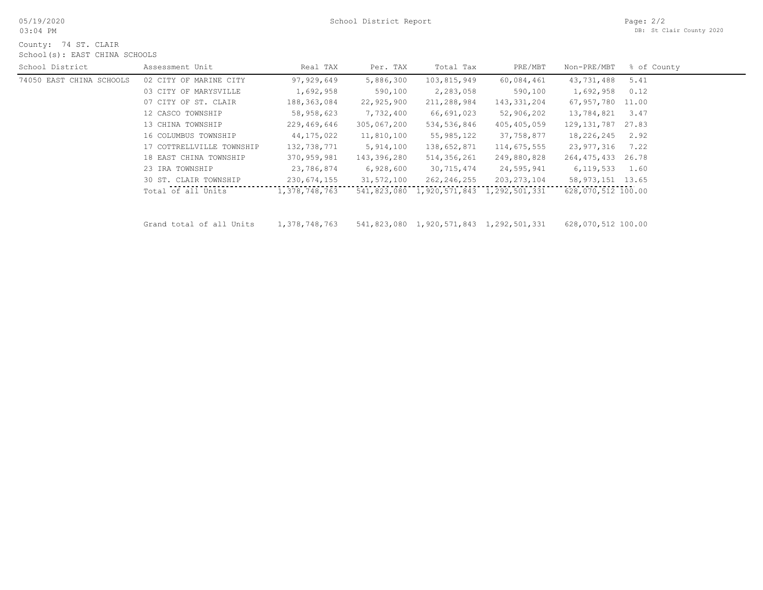05/19/2020
03:04 PM

School District Report

DB: St Clair County 2020

County: 74 ST. CLAIR
School(s): EAST CHINA SCHOOLS

| School District | Assessment Unit | Real TAX | Per. TAX | Total Tax | PRE/MBT | Non-PRE/MBT | % of County |
|---|---|---|---|---|---|---|---|
| 74050 EAST CHINA SCHOOLS | 02 CITY OF MARINE CITY | 97,929,649 | 5,886,300 | 103,815,949 | 60,084,461 | 43,731,488 | 5.41 |
| | 03 CITY OF MARYSVILLE | 1,692,958 | 590,100 | 2,283,058 | 590,100 | 1,692,958 | 0.12 |
| | 07 CITY OF ST. CLAIR | 188,363,084 | 22,925,900 | 211,288,984 | 143,331,204 | 67,957,780 | 11.00 |
| | 12 CASCO TOWNSHIP | 58,958,623 | 7,732,400 | 66,691,023 | 52,906,202 | 13,784,821 | 3.47 |
| | 13 CHINA TOWNSHIP | 229,469,646 | 305,067,200 | 534,536,846 | 405,405,059 | 129,131,787 | 27.83 |
| | 16 COLUMBUS TOWNSHIP | 44,175,022 | 11,810,100 | 55,985,122 | 37,758,877 | 18,226,245 | 2.92 |
| | 17 COTTRELLVILLE TOWNSHIP | 132,738,771 | 5,914,100 | 138,652,871 | 114,675,555 | 23,977,316 | 7.22 |
| | 18 EAST CHINA TOWNSHIP | 370,959,981 | 143,396,280 | 514,356,261 | 249,880,828 | 264,475,433 | 26.78 |
| | 23 IRA TOWNSHIP | 23,786,874 | 6,928,600 | 30,715,474 | 24,595,941 | 6,119,533 | 1.60 |
| | 30 ST. CLAIR TOWNSHIP | 230,674,155 | 31,572,100 | 262,246,255 | 203,273,104 | 58,973,151 | 13.65 |
| | Total of all Units | 1,378,748,763 | 541,823,080 | 1,920,571,843 | 1,292,501,331 | 628,070,512 | 100.00 |
| | | | | | | | |
| | Grand total of all Units | 1,378,748,763 | 541,823,080 | 1,920,571,843 | 1,292,501,331 | 628,070,512 | 100.00 |